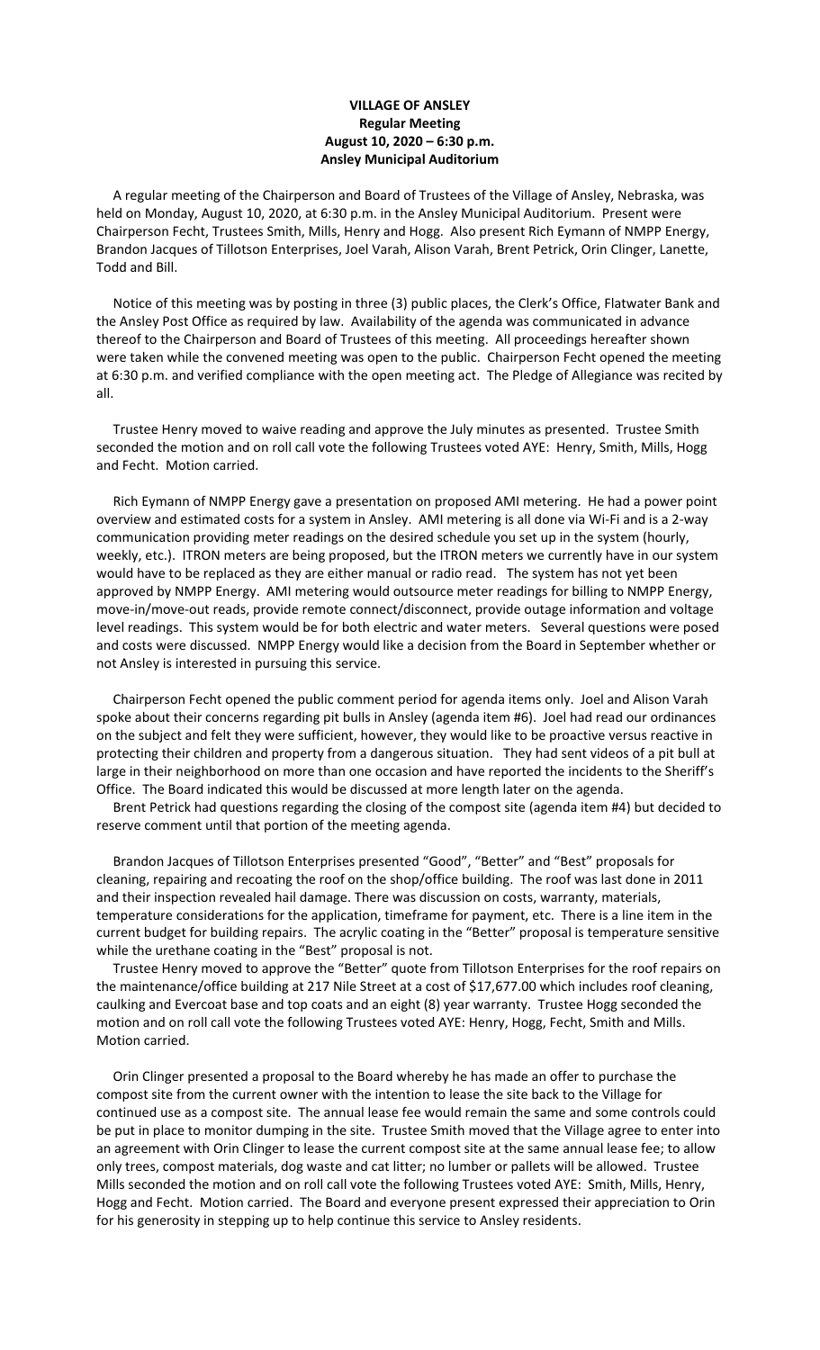**VILLAGE OF ANSLEY**
**Regular Meeting**
**August 10, 2020 – 6:30 p.m.**
**Ansley Municipal Auditorium**

A regular meeting of the Chairperson and Board of Trustees of the Village of Ansley, Nebraska, was held on Monday, August 10, 2020, at 6:30 p.m. in the Ansley Municipal Auditorium. Present were Chairperson Fecht, Trustees Smith, Mills, Henry and Hogg. Also present Rich Eymann of NMPP Energy, Brandon Jacques of Tillotson Enterprises, Joel Varah, Alison Varah, Brent Petrick, Orin Clinger, Lanette, Todd and Bill.

Notice of this meeting was by posting in three (3) public places, the Clerk's Office, Flatwater Bank and the Ansley Post Office as required by law. Availability of the agenda was communicated in advance thereof to the Chairperson and Board of Trustees of this meeting. All proceedings hereafter shown were taken while the convened meeting was open to the public. Chairperson Fecht opened the meeting at 6:30 p.m. and verified compliance with the open meeting act. The Pledge of Allegiance was recited by all.

Trustee Henry moved to waive reading and approve the July minutes as presented. Trustee Smith seconded the motion and on roll call vote the following Trustees voted AYE: Henry, Smith, Mills, Hogg and Fecht. Motion carried.

Rich Eymann of NMPP Energy gave a presentation on proposed AMI metering. He had a power point overview and estimated costs for a system in Ansley. AMI metering is all done via Wi-Fi and is a 2-way communication providing meter readings on the desired schedule you set up in the system (hourly, weekly, etc.). ITRON meters are being proposed, but the ITRON meters we currently have in our system would have to be replaced as they are either manual or radio read. The system has not yet been approved by NMPP Energy. AMI metering would outsource meter readings for billing to NMPP Energy, move-in/move-out reads, provide remote connect/disconnect, provide outage information and voltage level readings. This system would be for both electric and water meters. Several questions were posed and costs were discussed. NMPP Energy would like a decision from the Board in September whether or not Ansley is interested in pursuing this service.

Chairperson Fecht opened the public comment period for agenda items only. Joel and Alison Varah spoke about their concerns regarding pit bulls in Ansley (agenda item #6). Joel had read our ordinances on the subject and felt they were sufficient, however, they would like to be proactive versus reactive in protecting their children and property from a dangerous situation. They had sent videos of a pit bull at large in their neighborhood on more than one occasion and have reported the incidents to the Sheriff's Office. The Board indicated this would be discussed at more length later on the agenda.

Brent Petrick had questions regarding the closing of the compost site (agenda item #4) but decided to reserve comment until that portion of the meeting agenda.

Brandon Jacques of Tillotson Enterprises presented "Good", "Better" and "Best" proposals for cleaning, repairing and recoating the roof on the shop/office building. The roof was last done in 2011 and their inspection revealed hail damage. There was discussion on costs, warranty, materials, temperature considerations for the application, timeframe for payment, etc. There is a line item in the current budget for building repairs. The acrylic coating in the "Better" proposal is temperature sensitive while the urethane coating in the "Best" proposal is not.

Trustee Henry moved to approve the "Better" quote from Tillotson Enterprises for the roof repairs on the maintenance/office building at 217 Nile Street at a cost of $17,677.00 which includes roof cleaning, caulking and Evercoat base and top coats and an eight (8) year warranty. Trustee Hogg seconded the motion and on roll call vote the following Trustees voted AYE: Henry, Hogg, Fecht, Smith and Mills. Motion carried.

Orin Clinger presented a proposal to the Board whereby he has made an offer to purchase the compost site from the current owner with the intention to lease the site back to the Village for continued use as a compost site. The annual lease fee would remain the same and some controls could be put in place to monitor dumping in the site. Trustee Smith moved that the Village agree to enter into an agreement with Orin Clinger to lease the current compost site at the same annual lease fee; to allow only trees, compost materials, dog waste and cat litter; no lumber or pallets will be allowed. Trustee Mills seconded the motion and on roll call vote the following Trustees voted AYE: Smith, Mills, Henry, Hogg and Fecht. Motion carried. The Board and everyone present expressed their appreciation to Orin for his generosity in stepping up to help continue this service to Ansley residents.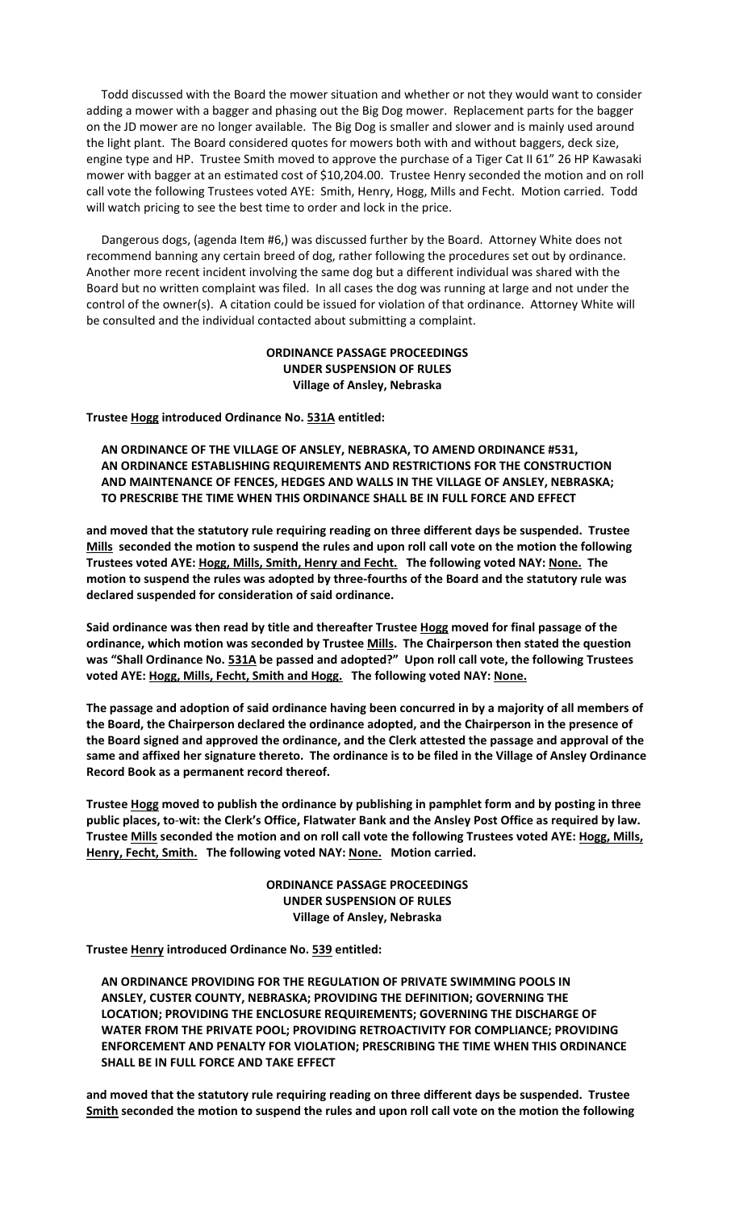Todd discussed with the Board the mower situation and whether or not they would want to consider adding a mower with a bagger and phasing out the Big Dog mower. Replacement parts for the bagger on the JD mower are no longer available. The Big Dog is smaller and slower and is mainly used around the light plant. The Board considered quotes for mowers both with and without baggers, deck size, engine type and HP. Trustee Smith moved to approve the purchase of a Tiger Cat II 61" 26 HP Kawasaki mower with bagger at an estimated cost of $10,204.00. Trustee Henry seconded the motion and on roll call vote the following Trustees voted AYE: Smith, Henry, Hogg, Mills and Fecht. Motion carried. Todd will watch pricing to see the best time to order and lock in the price.

Dangerous dogs, (agenda Item #6,) was discussed further by the Board. Attorney White does not recommend banning any certain breed of dog, rather following the procedures set out by ordinance. Another more recent incident involving the same dog but a different individual was shared with the Board but no written complaint was filed. In all cases the dog was running at large and not under the control of the owner(s). A citation could be issued for violation of that ordinance. Attorney White will be consulted and the individual contacted about submitting a complaint.

**ORDINANCE PASSAGE PROCEEDINGS**
**UNDER SUSPENSION OF RULES**
**Village of Ansley, Nebraska**

**Trustee Hogg introduced Ordinance No. 531A entitled:**

**AN ORDINANCE OF THE VILLAGE OF ANSLEY, NEBRASKA, TO AMEND ORDINANCE #531, AN ORDINANCE ESTABLISHING REQUIREMENTS AND RESTRICTIONS FOR THE CONSTRUCTION AND MAINTENANCE OF FENCES, HEDGES AND WALLS IN THE VILLAGE OF ANSLEY, NEBRASKA; TO PRESCRIBE THE TIME WHEN THIS ORDINANCE SHALL BE IN FULL FORCE AND EFFECT**

**and moved that the statutory rule requiring reading on three different days be suspended. Trustee Mills seconded the motion to suspend the rules and upon roll call vote on the motion the following Trustees voted AYE: Hogg, Mills, Smith, Henry and Fecht. The following voted NAY: None. The motion to suspend the rules was adopted by three-fourths of the Board and the statutory rule was declared suspended for consideration of said ordinance.**

**Said ordinance was then read by title and thereafter Trustee Hogg moved for final passage of the ordinance, which motion was seconded by Trustee Mills. The Chairperson then stated the question was "Shall Ordinance No. 531A be passed and adopted?" Upon roll call vote, the following Trustees voted AYE: Hogg, Mills, Fecht, Smith and Hogg. The following voted NAY: None.**

**The passage and adoption of said ordinance having been concurred in by a majority of all members of the Board, the Chairperson declared the ordinance adopted, and the Chairperson in the presence of the Board signed and approved the ordinance, and the Clerk attested the passage and approval of the same and affixed her signature thereto. The ordinance is to be filed in the Village of Ansley Ordinance Record Book as a permanent record thereof.**

**Trustee Hogg moved to publish the ordinance by publishing in pamphlet form and by posting in three public places, to-wit: the Clerk's Office, Flatwater Bank and the Ansley Post Office as required by law. Trustee Mills seconded the motion and on roll call vote the following Trustees voted AYE: Hogg, Mills, Henry, Fecht, Smith. The following voted NAY: None. Motion carried.**

**ORDINANCE PASSAGE PROCEEDINGS**
**UNDER SUSPENSION OF RULES**
**Village of Ansley, Nebraska**

**Trustee Henry introduced Ordinance No. 539 entitled:**

**AN ORDINANCE PROVIDING FOR THE REGULATION OF PRIVATE SWIMMING POOLS IN ANSLEY, CUSTER COUNTY, NEBRASKA; PROVIDING THE DEFINITION; GOVERNING THE LOCATION; PROVIDING THE ENCLOSURE REQUIREMENTS; GOVERNING THE DISCHARGE OF WATER FROM THE PRIVATE POOL; PROVIDING RETROACTIVITY FOR COMPLIANCE; PROVIDING ENFORCEMENT AND PENALTY FOR VIOLATION; PRESCRIBING THE TIME WHEN THIS ORDINANCE SHALL BE IN FULL FORCE AND TAKE EFFECT**

**and moved that the statutory rule requiring reading on three different days be suspended. Trustee Smith seconded the motion to suspend the rules and upon roll call vote on the motion the following**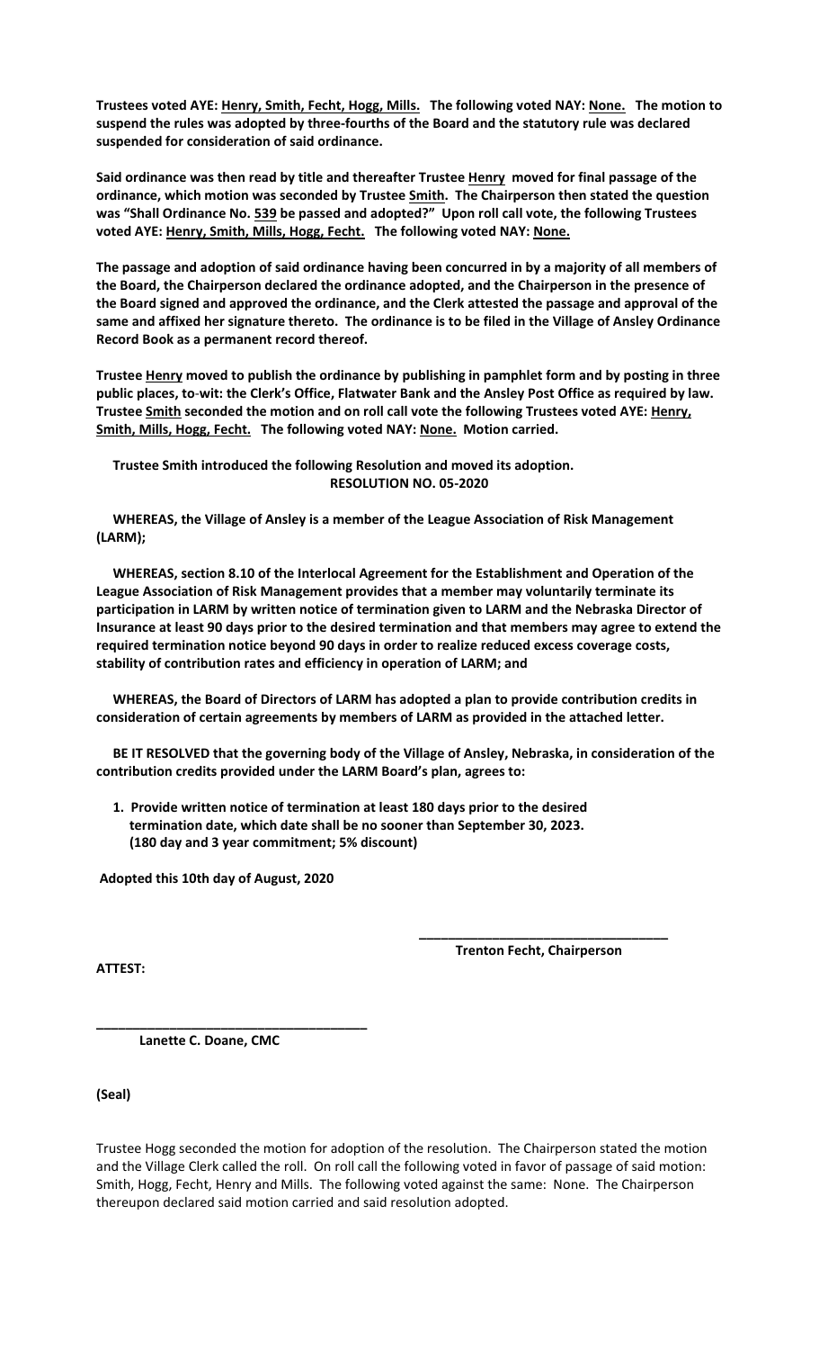**Trustees voted AYE: Henry, Smith, Fecht, Hogg, Mills. The following voted NAY: None. The motion to suspend the rules was adopted by three-fourths of the Board and the statutory rule was declared suspended for consideration of said ordinance.**

**Said ordinance was then read by title and thereafter Trustee Henry moved for final passage of the ordinance, which motion was seconded by Trustee Smith. The Chairperson then stated the question was "Shall Ordinance No. 539 be passed and adopted?" Upon roll call vote, the following Trustees voted AYE: Henry, Smith, Mills, Hogg, Fecht. The following voted NAY: None.**

**The passage and adoption of said ordinance having been concurred in by a majority of all members of the Board, the Chairperson declared the ordinance adopted, and the Chairperson in the presence of the Board signed and approved the ordinance, and the Clerk attested the passage and approval of the same and affixed her signature thereto. The ordinance is to be filed in the Village of Ansley Ordinance Record Book as a permanent record thereof.**

**Trustee Henry moved to publish the ordinance by publishing in pamphlet form and by posting in three public places, to-wit: the Clerk's Office, Flatwater Bank and the Ansley Post Office as required by law. Trustee Smith seconded the motion and on roll call vote the following Trustees voted AYE: Henry, Smith, Mills, Hogg, Fecht. The following voted NAY: None. Motion carried.**

**Trustee Smith introduced the following Resolution and moved its adoption.**

**RESOLUTION NO. 05-2020**

**WHEREAS, the Village of Ansley is a member of the League Association of Risk Management (LARM);**

**WHEREAS, section 8.10 of the Interlocal Agreement for the Establishment and Operation of the League Association of Risk Management provides that a member may voluntarily terminate its participation in LARM by written notice of termination given to LARM and the Nebraska Director of Insurance at least 90 days prior to the desired termination and that members may agree to extend the required termination notice beyond 90 days in order to realize reduced excess coverage costs, stability of contribution rates and efficiency in operation of LARM; and**

**WHEREAS, the Board of Directors of LARM has adopted a plan to provide contribution credits in consideration of certain agreements by members of LARM as provided in the attached letter.**

**BE IT RESOLVED that the governing body of the Village of Ansley, Nebraska, in consideration of the contribution credits provided under the LARM Board's plan, agrees to:**

1. **Provide written notice of termination at least 180 days prior to the desired termination date, which date shall be no sooner than September 30, 2023. (180 day and 3 year commitment; 5% discount)**

**Adopted this 10th day of August, 2020**

\_\_\_\_\_\_\_\_\_\_\_\_\_\_\_\_\_\_\_\_\_\_\_\_\_\_\_\_\_\_\_\_\_\_
**Trenton Fecht, Chairperson**

**ATTEST:**

\_\_\_\_\_\_\_\_\_\_\_\_\_\_\_\_\_\_\_\_\_\_\_\_\_\_\_\_\_\_\_\_\_\_\_\_
**Lanette C. Doane, CMC**

**(Seal)**

Trustee Hogg seconded the motion for adoption of the resolution. The Chairperson stated the motion and the Village Clerk called the roll. On roll call the following voted in favor of passage of said motion: Smith, Hogg, Fecht, Henry and Mills. The following voted against the same: None. The Chairperson thereupon declared said motion carried and said resolution adopted.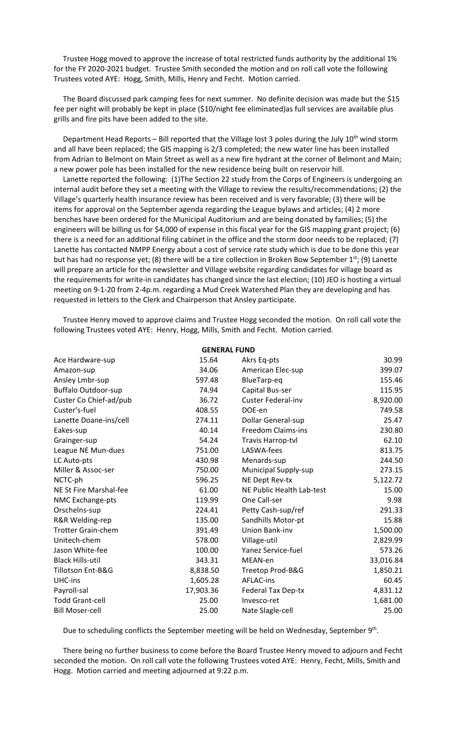Trustee Hogg moved to approve the increase of total restricted funds authority by the additional 1% for the FY 2020-2021 budget. Trustee Smith seconded the motion and on roll call vote the following Trustees voted AYE: Hogg, Smith, Mills, Henry and Fecht. Motion carried.

The Board discussed park camping fees for next summer. No definite decision was made but the $15 fee per night will probably be kept in place ($10/night fee eliminated)as full services are available plus grills and fire pits have been added to the site.

Department Head Reports – Bill reported that the Village lost 3 poles during the July 10th wind storm and all have been replaced; the GIS mapping is 2/3 completed; the new water line has been installed from Adrian to Belmont on Main Street as well as a new fire hydrant at the corner of Belmont and Main; a new power pole has been installed for the new residence being built on reservoir hill.

Lanette reported the following: (1)The Section 22 study from the Corps of Engineers is undergoing an internal audit before they set a meeting with the Village to review the results/recommendations; (2) the Village's quarterly health insurance review has been received and is very favorable; (3) there will be items for approval on the September agenda regarding the League bylaws and articles; (4) 2 more benches have been ordered for the Municipal Auditorium and are being donated by families; (5) the engineers will be billing us for $4,000 of expense in this fiscal year for the GIS mapping grant project; (6) there is a need for an additional filing cabinet in the office and the storm door needs to be replaced; (7) Lanette has contacted NMPP Energy about a cost of service rate study which is due to be done this year but has had no response yet; (8) there will be a tire collection in Broken Bow September 1st; (9) Lanette will prepare an article for the newsletter and Village website regarding candidates for village board as the requirements for write-in candidates has changed since the last election; (10) JEO is hosting a virtual meeting on 9-1-20 from 2-4p.m. regarding a Mud Creek Watershed Plan they are developing and has requested in letters to the Clerk and Chairperson that Ansley participate.

Trustee Henry moved to approve claims and Trustee Hogg seconded the motion. On roll call vote the following Trustees voted AYE: Henry, Hogg, Mills, Smith and Fecht. Motion carried.

**GENERAL FUND**

| | | | |
|---|---|---|---|
| Ace Hardware-sup | 15.64 | Akrs Eq-pts | 30.99 |
| Amazon-sup | 34.06 | American Elec-sup | 399.07 |
| Ansley Lmbr-sup | 597.48 | BlueTarp-eq | 155.46 |
| Buffalo Outdoor-sup | 74.94 | Capital Bus-ser | 115.95 |
| Custer Co Chief-ad/pub | 36.72 | Custer Federal-inv | 8,920.00 |
| Custer's-fuel | 408.55 | DOE-en | 749.58 |
| Lanette Doane-ins/cell | 274.11 | Dollar General-sup | 25.47 |
| Eakes-sup | 40.14 | Freedom Claims-ins | 230.80 |
| Grainger-sup | 54.24 | Travis Harrop-tvl | 62.10 |
| League NE Mun-dues | 751.00 | LASWA-fees | 813.75 |
| LC Auto-pts | 430.98 | Menards-sup | 244.50 |
| Miller & Assoc-ser | 750.00 | Municipal Supply-sup | 273.15 |
| NCTC-ph | 596.25 | NE Dept Rev-tx | 5,122.72 |
| NE St Fire Marshal-fee | 61.00 | NE Public Health Lab-test | 15.00 |
| NMC Exchange-pts | 119.99 | One Call-ser | 9.98 |
| Orschelns-sup | 224.41 | Petty Cash-sup/ref | 291.33 |
| R&R Welding-rep | 135.00 | Sandhills Motor-pt | 15.88 |
| Trotter Grain-chem | 391.49 | Union Bank-inv | 1,500.00 |
| Unitech-chem | 578.00 | Village-util | 2,829.99 |
| Jason White-fee | 100.00 | Yanez Service-fuel | 573.26 |
| Black Hills-util | 343.31 | MEAN-en | 33,016.84 |
| Tillotson Ent-B&G | 8,838.50 | Treetop Prod-B&G | 1,850.21 |
| UHC-ins | 1,605.28 | AFLAC-ins | 60.45 |
| Payroll-sal | 17,903.36 | Federal Tax Dep-tx | 4,831.12 |
| Todd Grant-cell | 25.00 | Invesco-ret | 1,681.00 |
| Bill Moser-cell | 25.00 | Nate Slagle-cell | 25.00 |

Due to scheduling conflicts the September meeting will be held on Wednesday, September 9th.

There being no further business to come before the Board Trustee Henry moved to adjourn and Fecht seconded the motion. On roll call vote the following Trustees voted AYE: Henry, Fecht, Mills, Smith and Hogg. Motion carried and meeting adjourned at 9:22 p.m.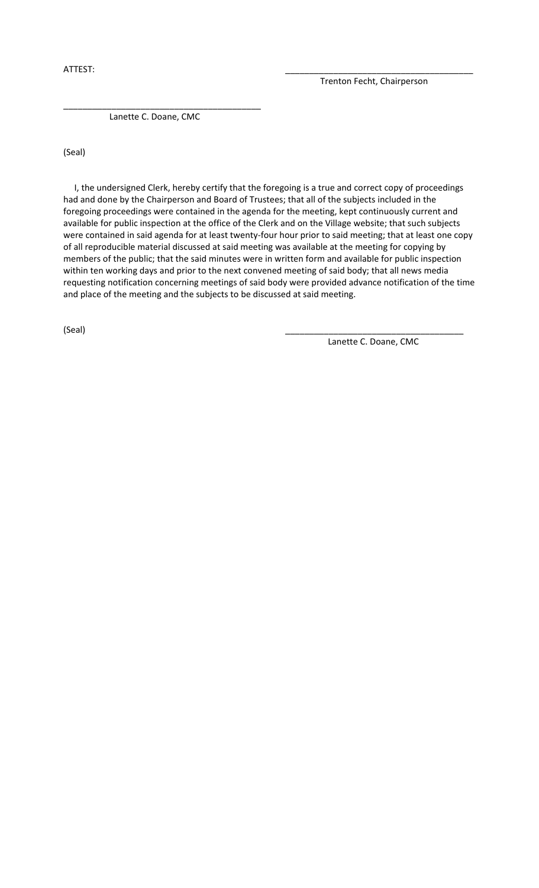ATTEST: \_\_\_\_\_\_\_\_\_\_\_\_\_\_\_\_\_\_\_\_\_\_\_\_\_\_\_\_\_\_\_\_\_\_\_\_\_\_\_\_

Trenton Fecht, Chairperson

\_\_\_\_\_\_\_\_\_\_\_\_\_\_\_\_\_\_\_\_\_\_\_\_\_\_\_\_\_\_\_\_\_\_\_\_\_\_\_\_\_\_

Lanette C. Doane, CMC

(Seal)

I, the undersigned Clerk, hereby certify that the foregoing is a true and correct copy of proceedings had and done by the Chairperson and Board of Trustees; that all of the subjects included in the foregoing proceedings were contained in the agenda for the meeting, kept continuously current and available for public inspection at the office of the Clerk and on the Village website; that such subjects were contained in said agenda for at least twenty-four hour prior to said meeting; that at least one copy of all reproducible material discussed at said meeting was available at the meeting for copying by members of the public; that the said minutes were in written form and available for public inspection within ten working days and prior to the next convened meeting of said body; that all news media requesting notification concerning meetings of said body were provided advance notification of the time and place of the meeting and the subjects to be discussed at said meeting.

(Seal) \_\_\_\_\_\_\_\_\_\_\_\_\_\_\_\_\_\_\_\_\_\_\_\_\_\_\_\_\_\_\_\_\_\_\_\_\_\_

Lanette C. Doane, CMC